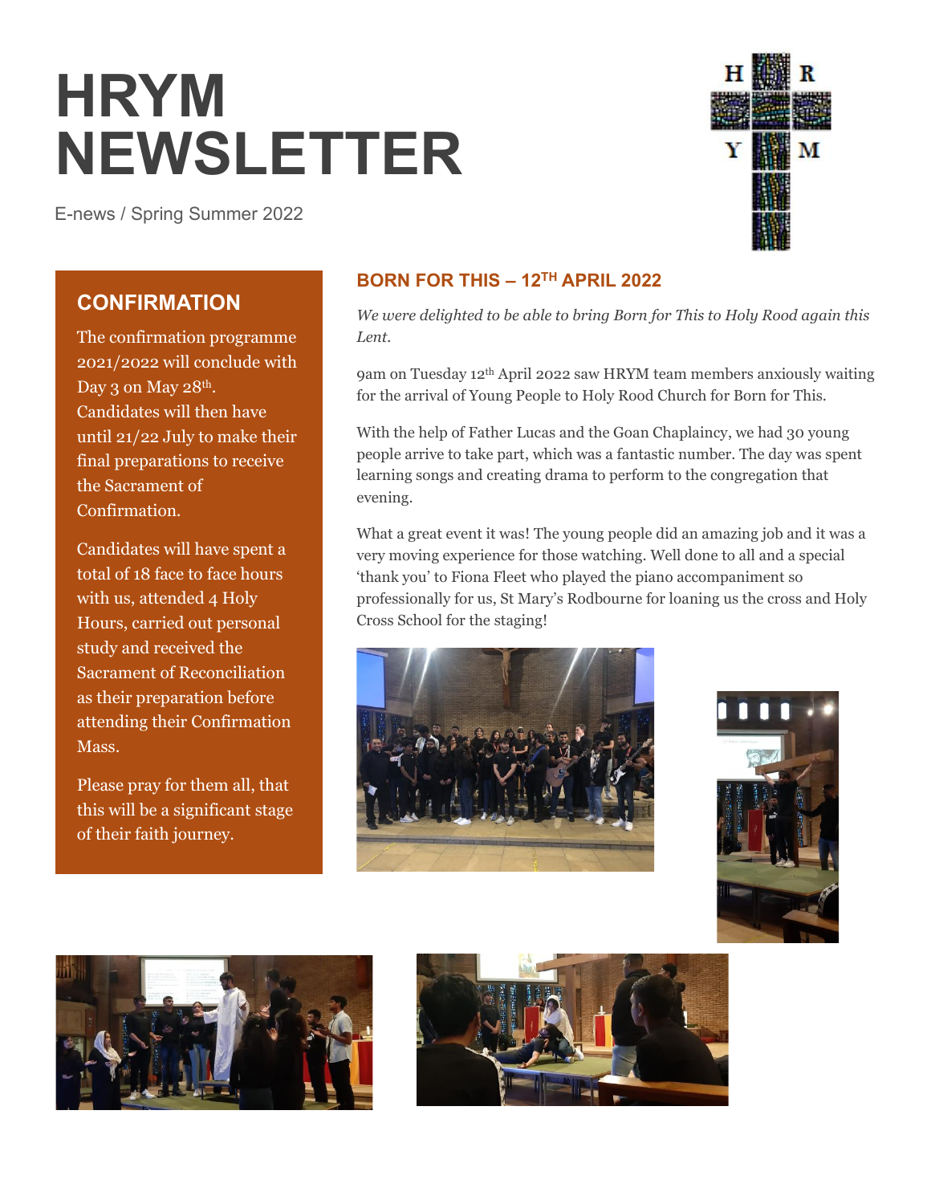# HRYM NEWSLETTER

E-news / Spring Summer 2022

## CONFIRMATION

The confirmation programme 2021/2022 will conclude with Day 3 on May 28th. Candidates will then have until 21/22 July to make their final preparations to receive the Sacrament of Confirmation.

Candidates will have spent a total of 18 face to face hours with us, attended 4 Holy Hours, carried out personal study and received the Sacrament of Reconciliation as their preparation before attending their Confirmation Mass.

Please pray for them all, that this will be a significant stage of their faith journey.

## BORN FOR THIS – 12TH APRIL 2022

*We were delighted to be able to bring Born for This to Holy Rood again this Lent.*

9am on Tuesday 12th April 2022 saw HRYM team members anxiously waiting for the arrival of Young People to Holy Rood Church for Born for This.

With the help of Father Lucas and the Goan Chaplaincy, we had 30 young people arrive to take part, which was a fantastic number. The day was spent learning songs and creating drama to perform to the congregation that evening.

What a great event it was! The young people did an amazing job and it was a very moving experience for those watching. Well done to all and a special 'thank you' to Fiona Fleet who played the piano accompaniment so professionally for us, St Mary's Rodbourne for loaning us the cross and Holy Cross School for the staging!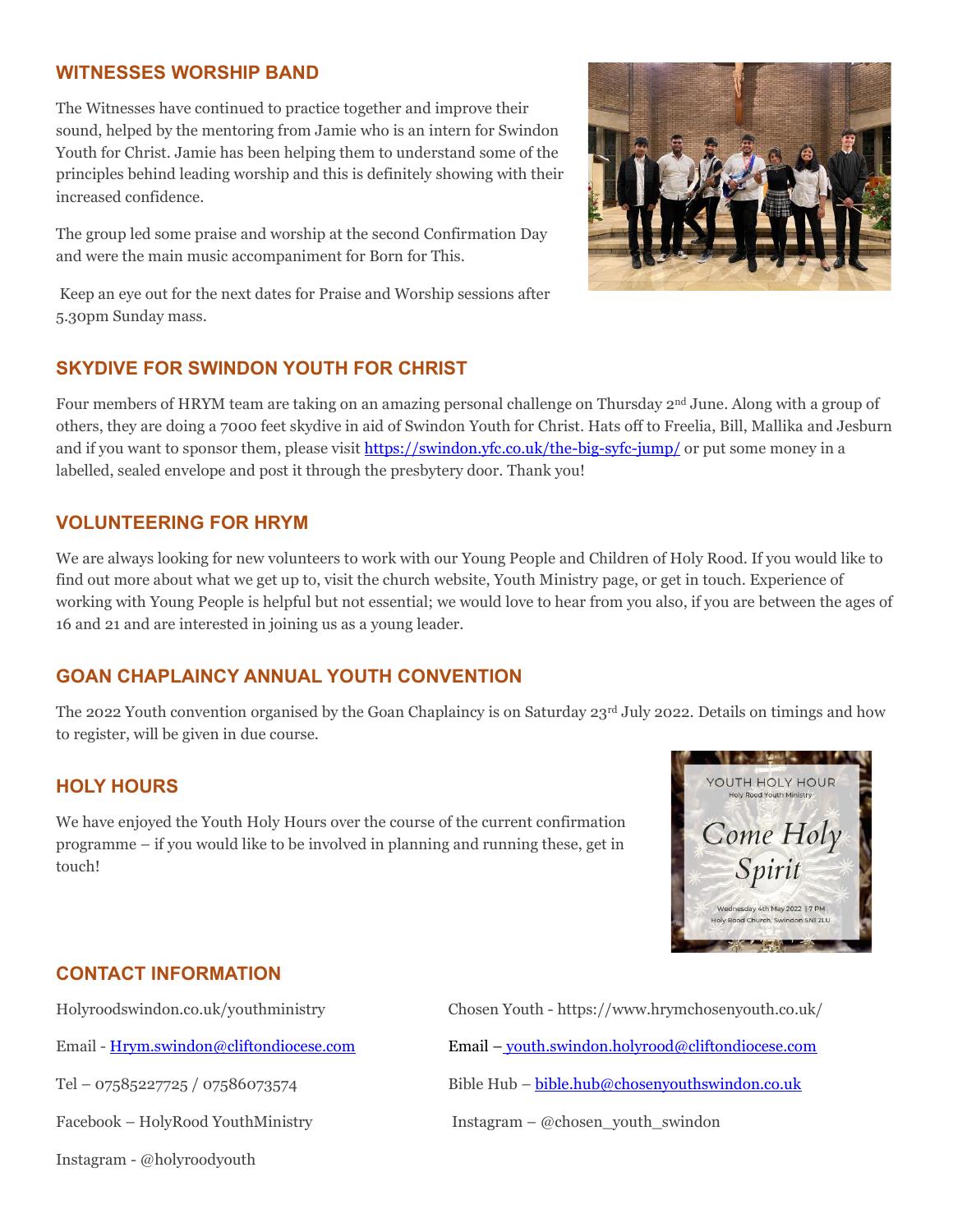## WITNESSES WORSHIP BAND

The Witnesses have continued to practice together and improve their sound, helped by the mentoring from Jamie who is an intern for Swindon Youth for Christ. Jamie has been helping them to understand some of the principles behind leading worship and this is definitely showing with their increased confidence.

The group led some praise and worship at the second Confirmation Day and were the main music accompaniment for Born for This.

Keep an eye out for the next dates for Praise and Worship sessions after 5.30pm Sunday mass.

## SKYDIVE FOR SWINDON YOUTH FOR CHRIST

Four members of HRYM team are taking on an amazing personal challenge on Thursday 2nd June. Along with a group of others, they are doing a 7000 feet skydive in aid of Swindon Youth for Christ. Hats off to Freelia, Bill, Mallika and Jesburn and if you want to sponsor them, please visit https://swindon.yfc.co.uk/the-big-syfc-jump/ or put some money in a labelled, sealed envelope and post it through the presbytery door. Thank you!

## VOLUNTEERING FOR HRYM

We are always looking for new volunteers to work with our Young People and Children of Holy Rood. If you would like to find out more about what we get up to, visit the church website, Youth Ministry page, or get in touch. Experience of working with Young People is helpful but not essential; we would love to hear from you also, if you are between the ages of 16 and 21 and are interested in joining us as a young leader.

## GOAN CHAPLAINCY ANNUAL YOUTH CONVENTION

The 2022 Youth convention organised by the Goan Chaplaincy is on Saturday 23rd July 2022. Details on timings and how to register, will be given in due course.

## HOLY HOURS

We have enjoyed the Youth Holy Hours over the course of the current confirmation programme – if you would like to be involved in planning and running these, get in touch!

## CONTACT INFORMATION

Holyroodswindon.co.uk/youthministry

Email - Hrym.swindon@cliftondiocese.com

Tel – 07585227725 / 07586073574

Facebook – HolyRood YouthMinistry

Instagram - @holyroodyouth

Chosen Youth - https://www.hrymchosenyouth.co.uk/

Email – youth.swindon.holyrood@cliftondiocese.com

Bible Hub – bible.hub@chosenyouthswindon.co.uk

Instagram – @chosen_youth_swindon